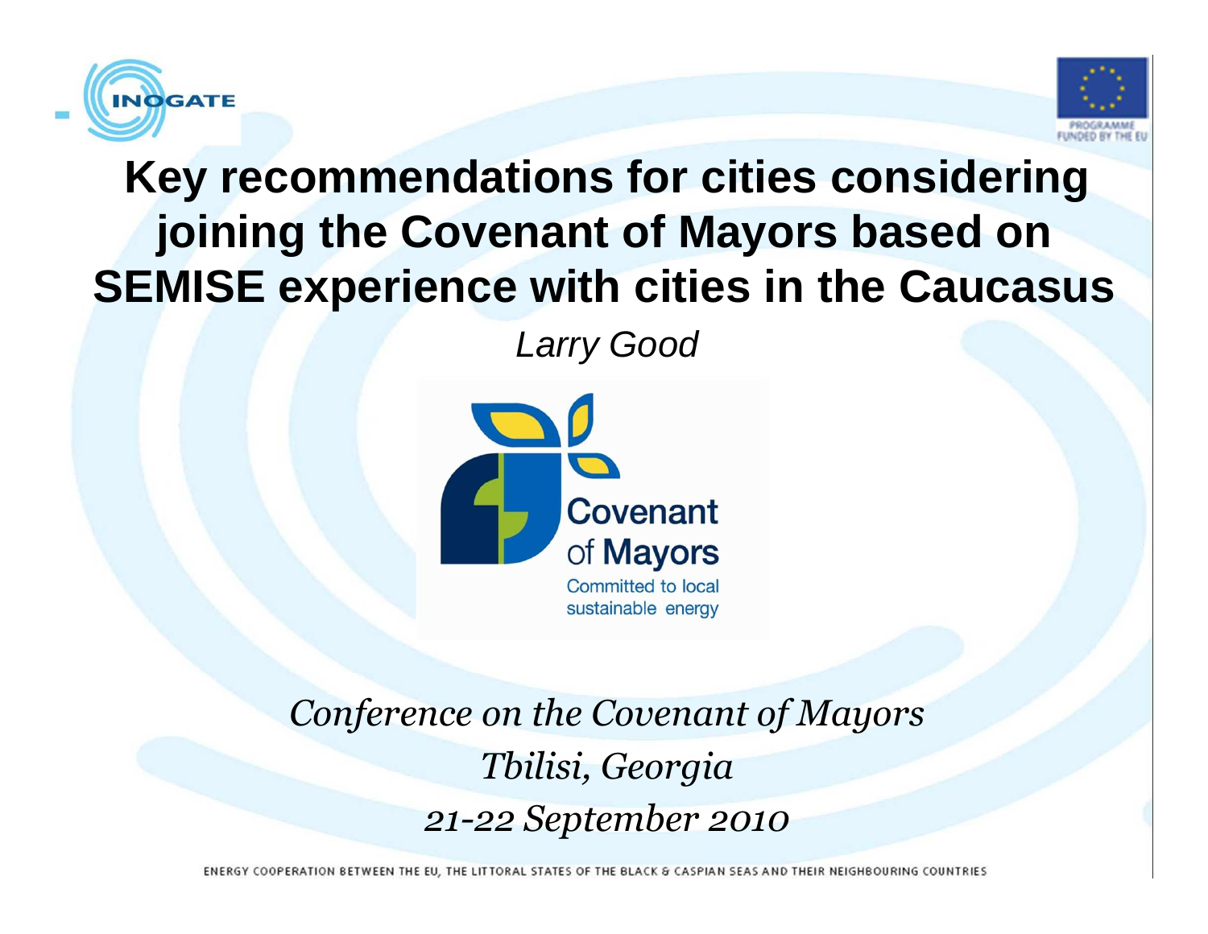# Key recommendations for cities considering joining the Covenant of Mayors based on SEMISE experience with cities in the Caucasus

*Larry Good*

Covenant of Mayors

Committed to local sustainable energy

*Conference on the Covenant of Mayors*

*Tbilisi, Georgia*

*21-22 September 2010*

ENERGY COOPERATION BETWEEN THE EU, THE LITTORAL STATES OF THE BLACK & CASPIAN SEAS AND THEIR NEIGHBOURING COUNTRIES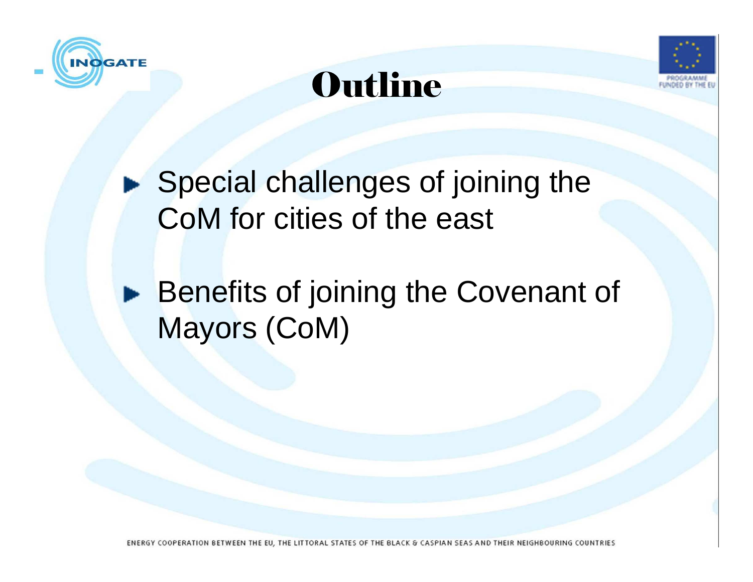# Outline

- Special challenges of joining the CoM for cities of the east
- Benefits of joining the Covenant of Mayors (CoM)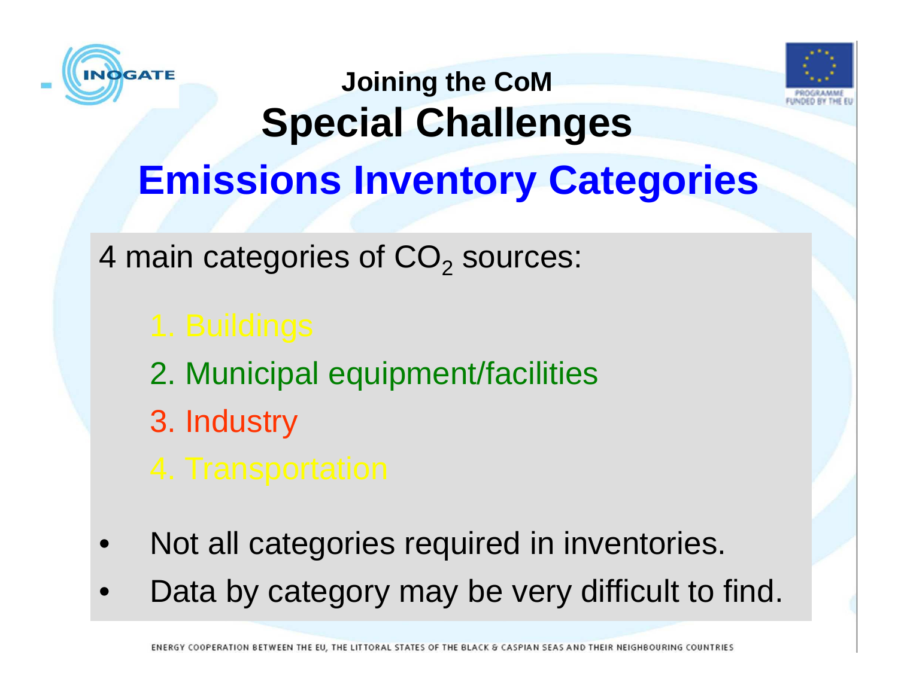## Joining the CoM

# Special Challenges

## Emissions Inventory Categories

4 main categories of $CO_2$ sources:

1. Buildings
2. Municipal equipment/facilities
3. Industry
4. Transportation

- Not all categories required in inventories.
- Data by category may be very difficult to find.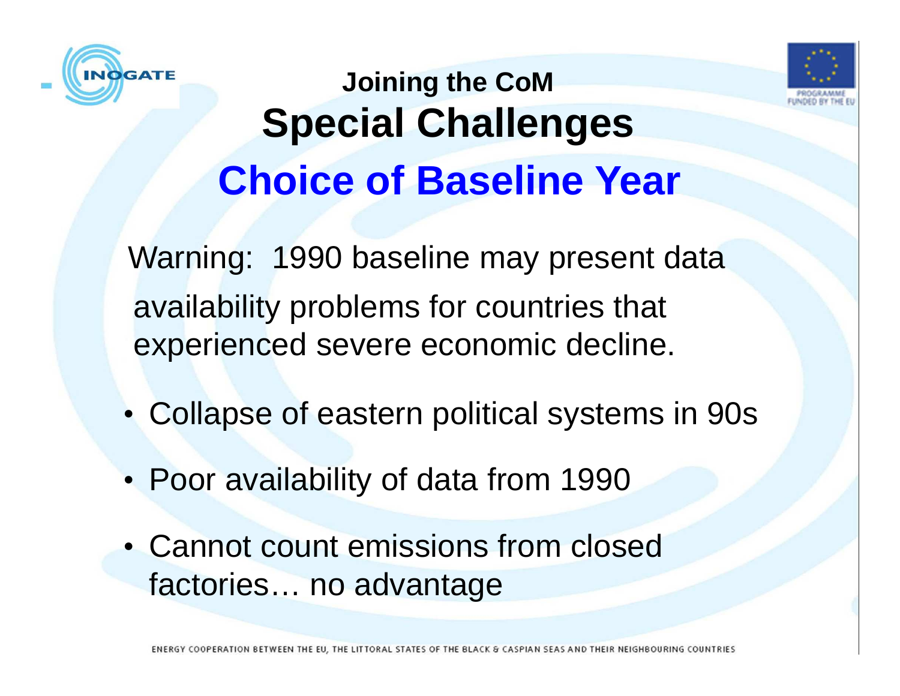## Joining the CoM

# Special Challenges

## Choice of Baseline Year

Warning: 1990 baseline may present data availability problems for countries that experienced severe economic decline.

- Collapse of eastern political systems in 90s
- Poor availability of data from 1990
- Cannot count emissions from closed factories… no advantage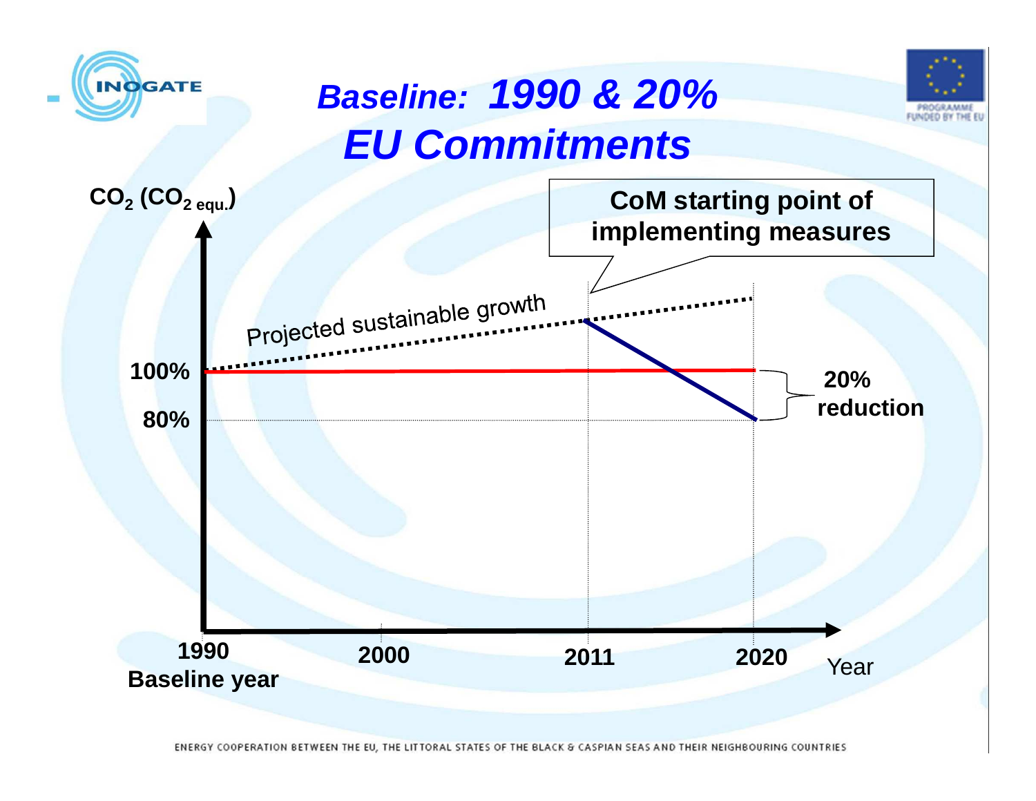# *Baseline: 1990 & 20%*
# *EU Commitments*

$CO_2$ ($CO_{2\ equ.}$)

**CoM starting point of implementing measures**

Projected sustainable growth

**100%**

**80%**

**20% reduction**

**1990**
**Baseline year**

**2000**

**2011**

**2020**

Year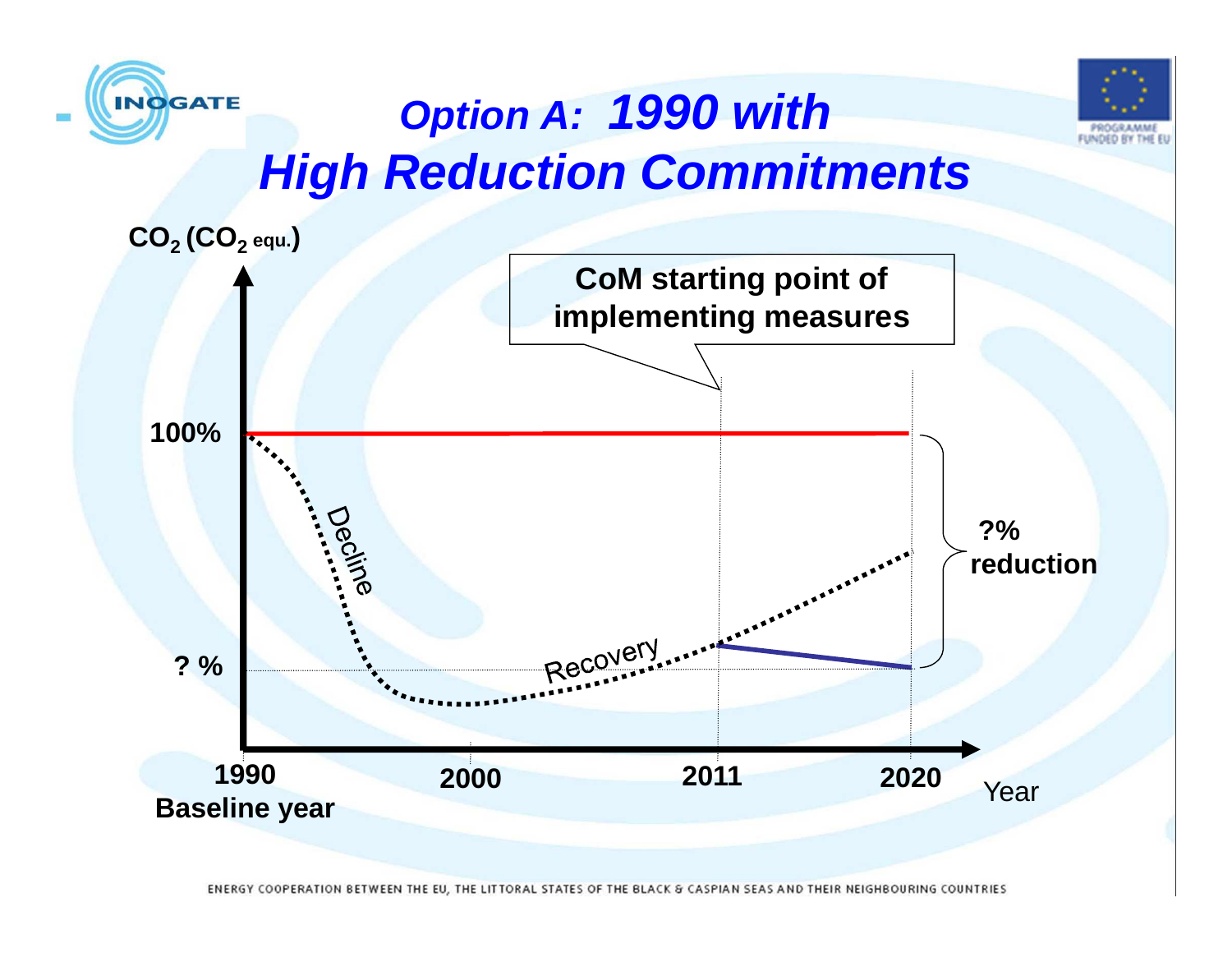# *Option A: 1990 with High Reduction Commitments*

$CO_2$ ($CO_2$ equ.)

**CoM starting point of implementing measures**

100%

Decline

Recovery

? %

?% reduction

1990 Baseline year

2000

2011

2020

Year

ENERGY COOPERATION BETWEEN THE EU, THE LITTORAL STATES OF THE BLACK & CASPIAN SEAS AND THEIR NEIGHBOURING COUNTRIES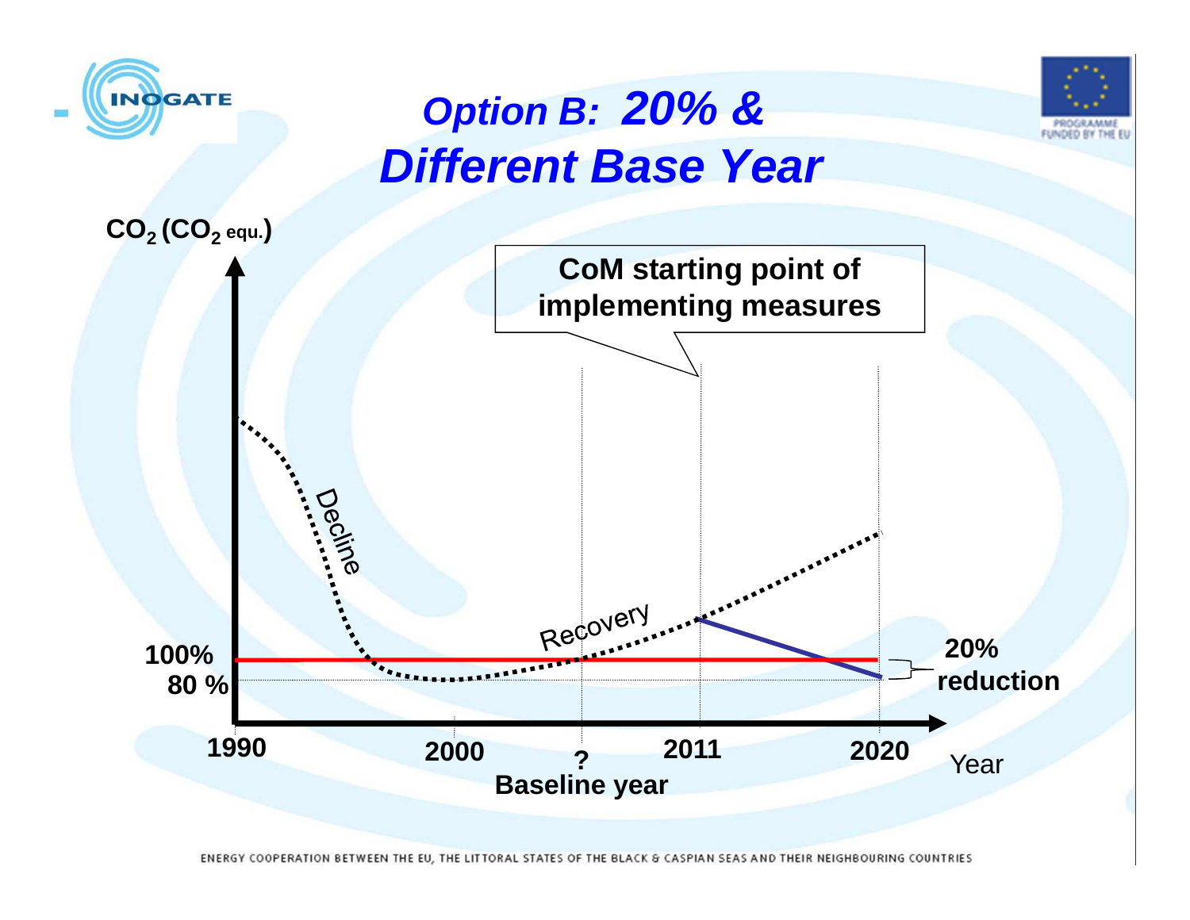# Option B: 20% & Different Base Year

$CO_2$ ($CO_2$ equ.)

CoM starting point of implementing measures

Decline

Recovery

100%

80 %

20% reduction

1990

2000

?

Baseline year

2011

2020

Year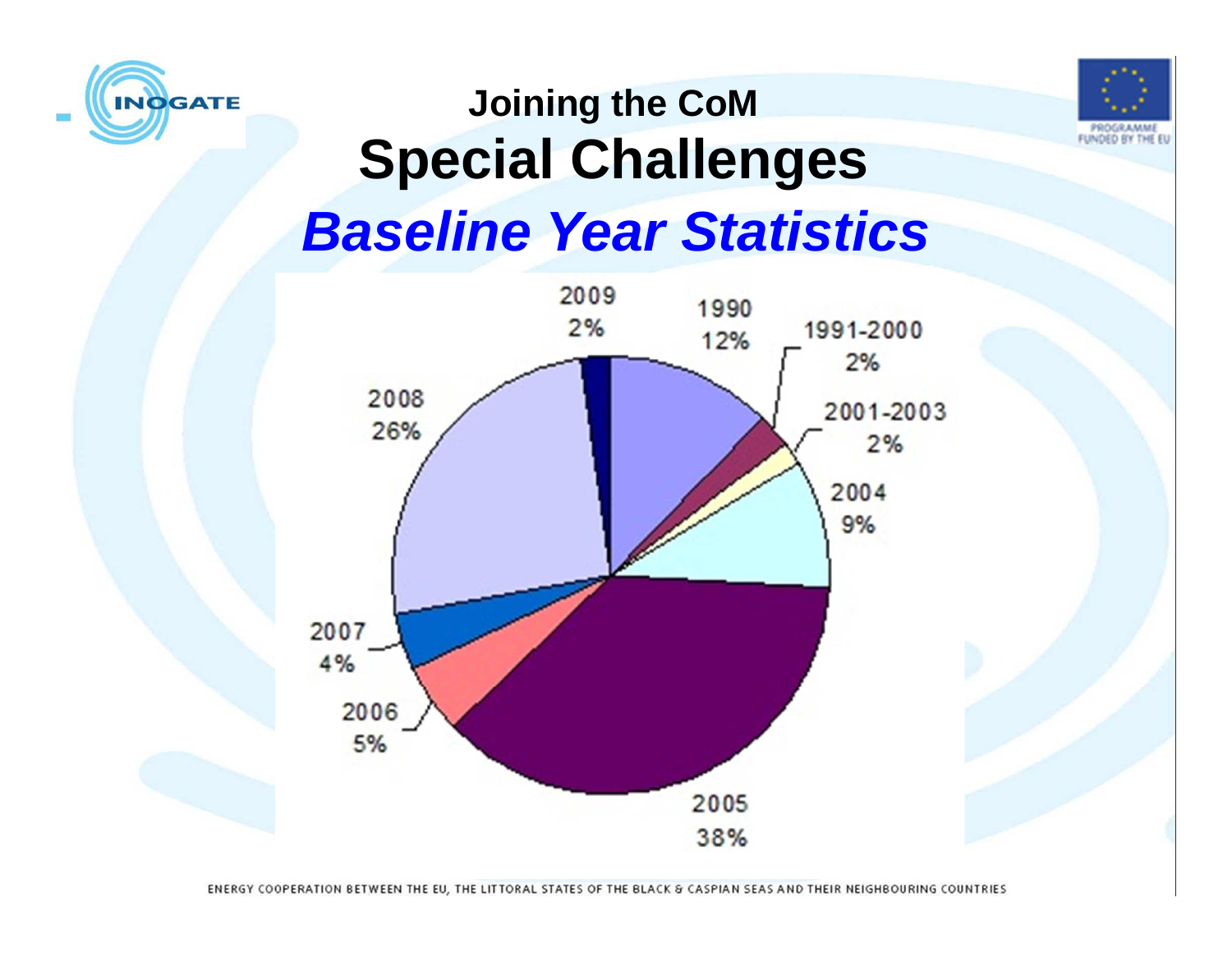# Joining the CoM

## Special Challenges

## *Baseline Year Statistics*

| Year | Share |
|---|---|
| 1990 | 12% |
| 1991-2000 | 2% |
| 2001-2003 | 2% |
| 2004 | 9% |
| 2005 | 38% |
| 2006 | 5% |
| 2007 | 4% |
| 2008 | 26% |
| 2009 | 2% |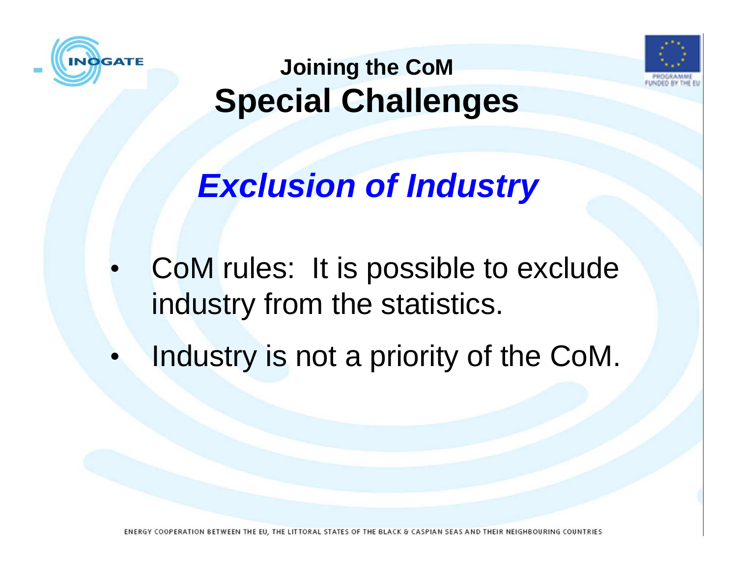## Joining the CoM

# Special Challenges

## *Exclusion of Industry*

- CoM rules: It is possible to exclude industry from the statistics.
- Industry is not a priority of the CoM.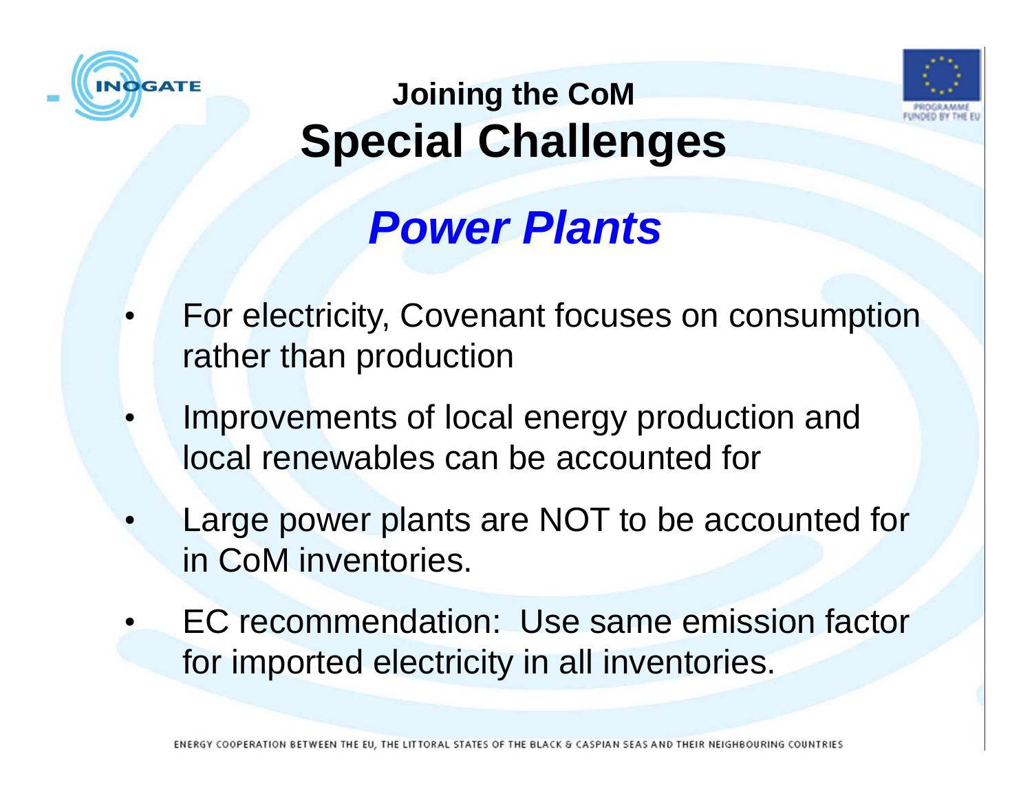# Joining the CoM

## Special Challenges

### *Power Plants*

- For electricity, Covenant focuses on consumption rather than production
- Improvements of local energy production and local renewables can be accounted for
- Large power plants are NOT to be accounted for in CoM inventories.
- EC recommendation: Use same emission factor for imported electricity in all inventories.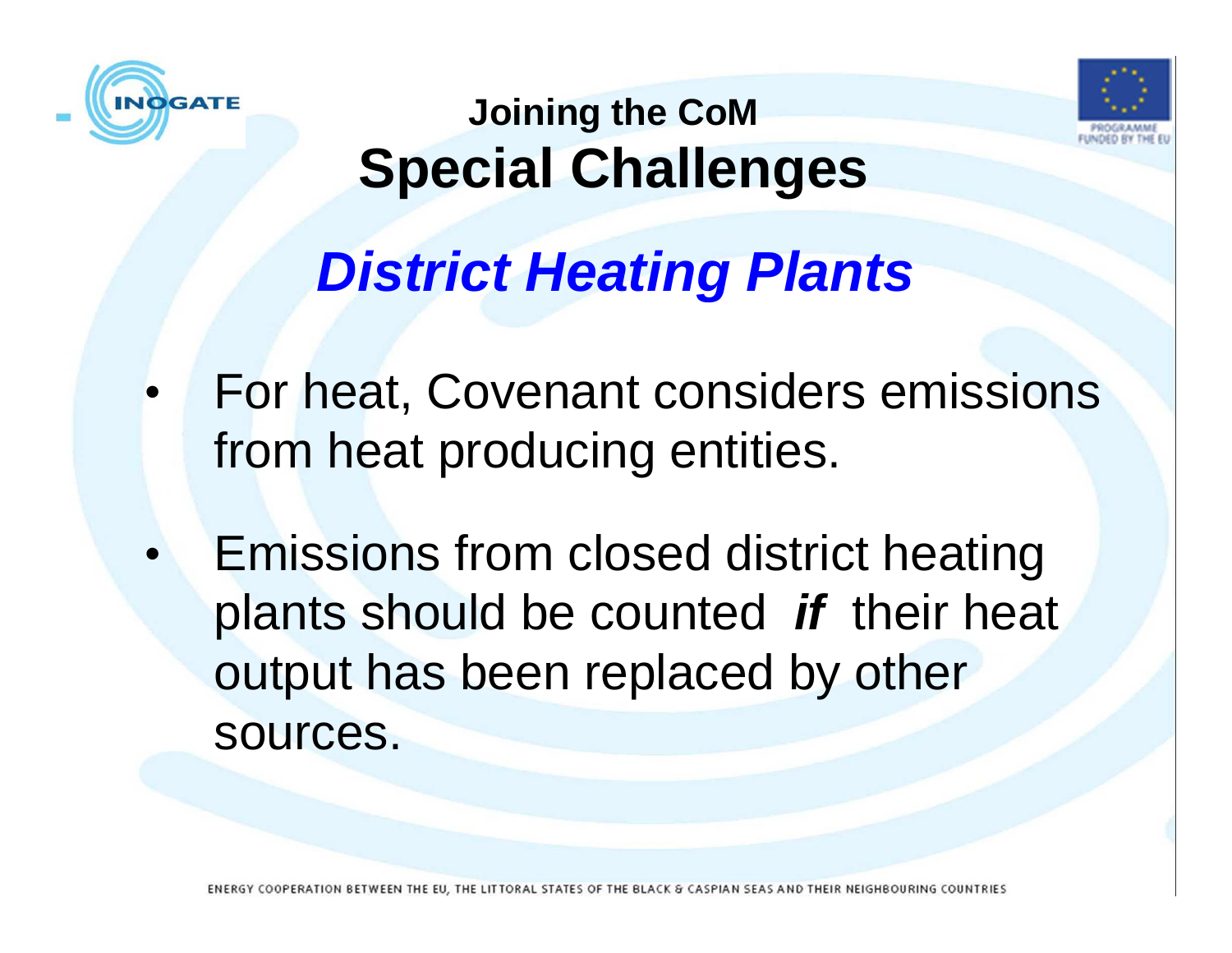## Joining the CoM

# Special Challenges

## *District Heating Plants*

- For heat, Covenant considers emissions from heat producing entities.
- Emissions from closed district heating plants should be counted ***if*** their heat output has been replaced by other sources.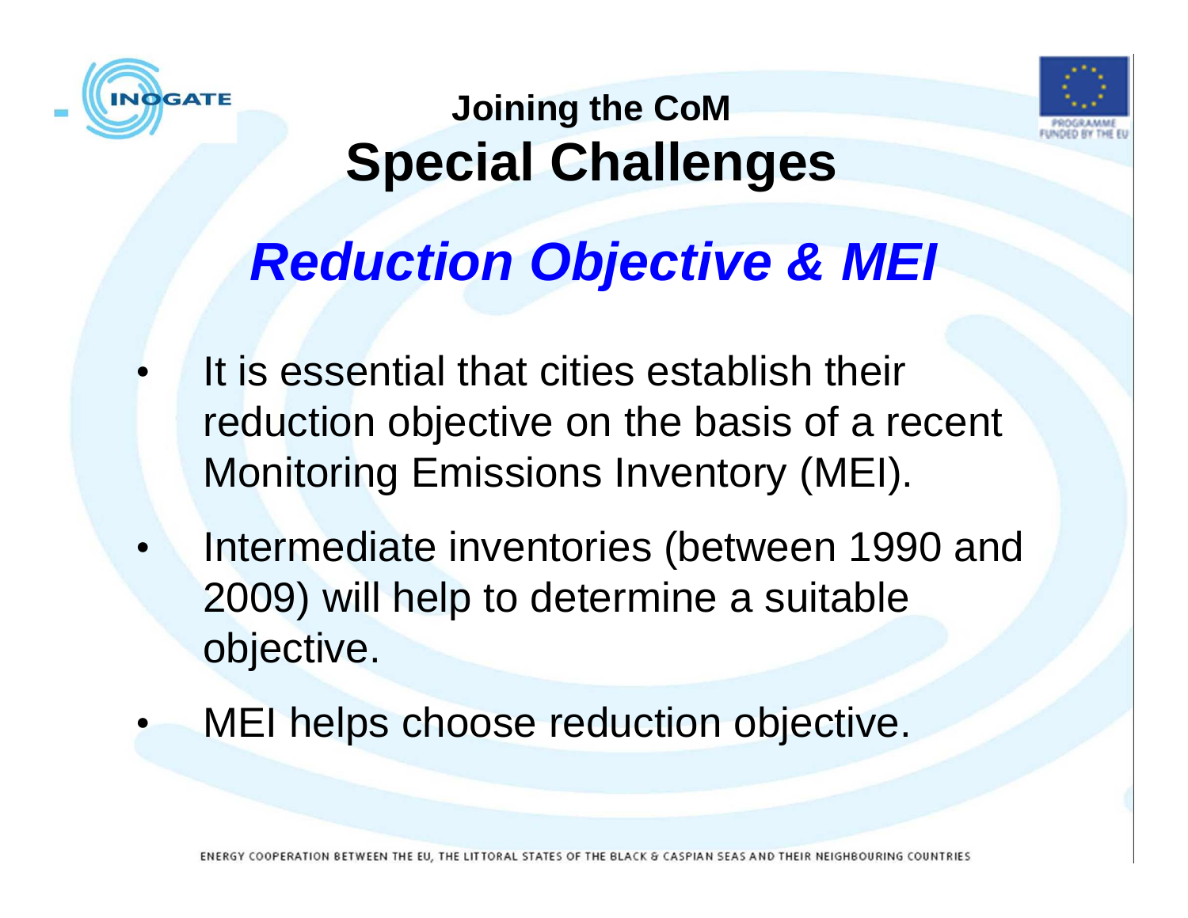## Joining the CoM

# Special Challenges

## *Reduction Objective & MEI*

- It is essential that cities establish their reduction objective on the basis of a recent Monitoring Emissions Inventory (MEI).
- Intermediate inventories (between 1990 and 2009) will help to determine a suitable objective.
- MEI helps choose reduction objective.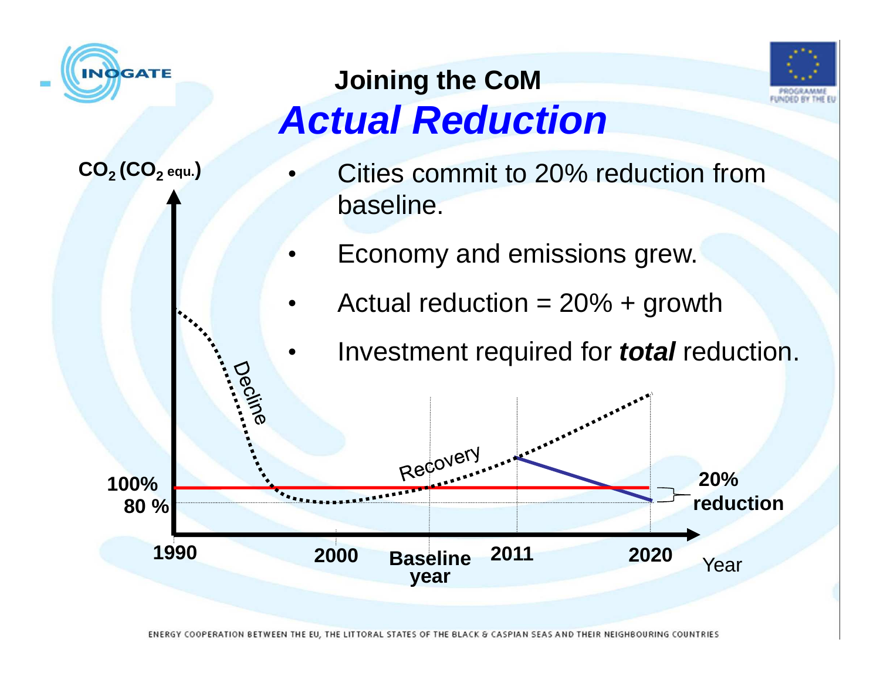# Joining the CoM

## *Actual Reduction*

- Cities commit to 20% reduction from baseline.
- Economy and emissions grew.
- Actual reduction = 20% + growth
- Investment required for ***total*** reduction.

$CO_2$ ($CO_2$ equ.)

Decline

Recovery

100%

80 %

20% reduction

1990 2000 Baseline year 2011 2020 Year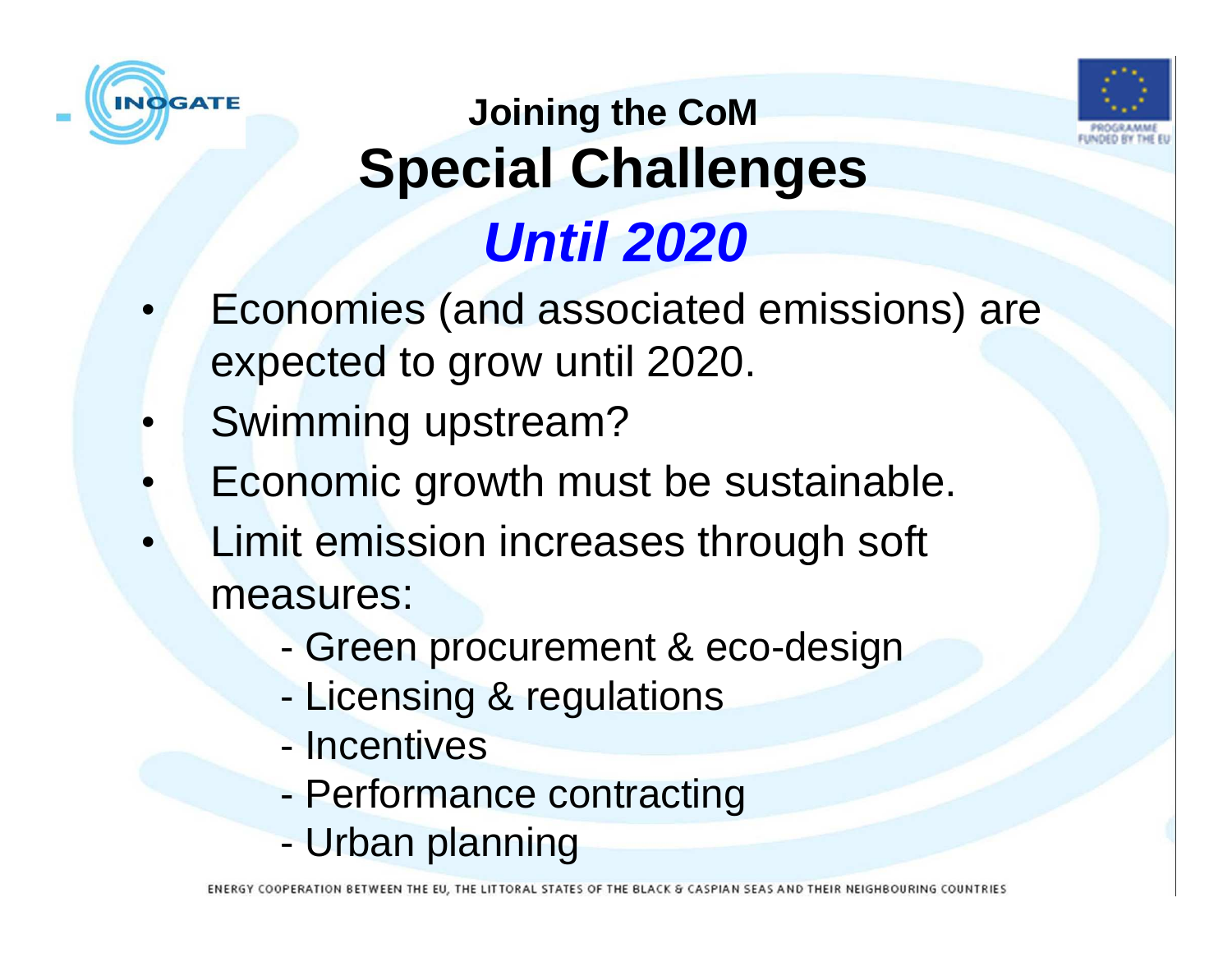## Joining the CoM

# Special Challenges

## *Until 2020*

- Economies (and associated emissions) are expected to grow until 2020.
- Swimming upstream?
- Economic growth must be sustainable.
- Limit emission increases through soft measures:
  - Green procurement & eco-design
  - Licensing & regulations
  - Incentives
  - Performance contracting
  - Urban planning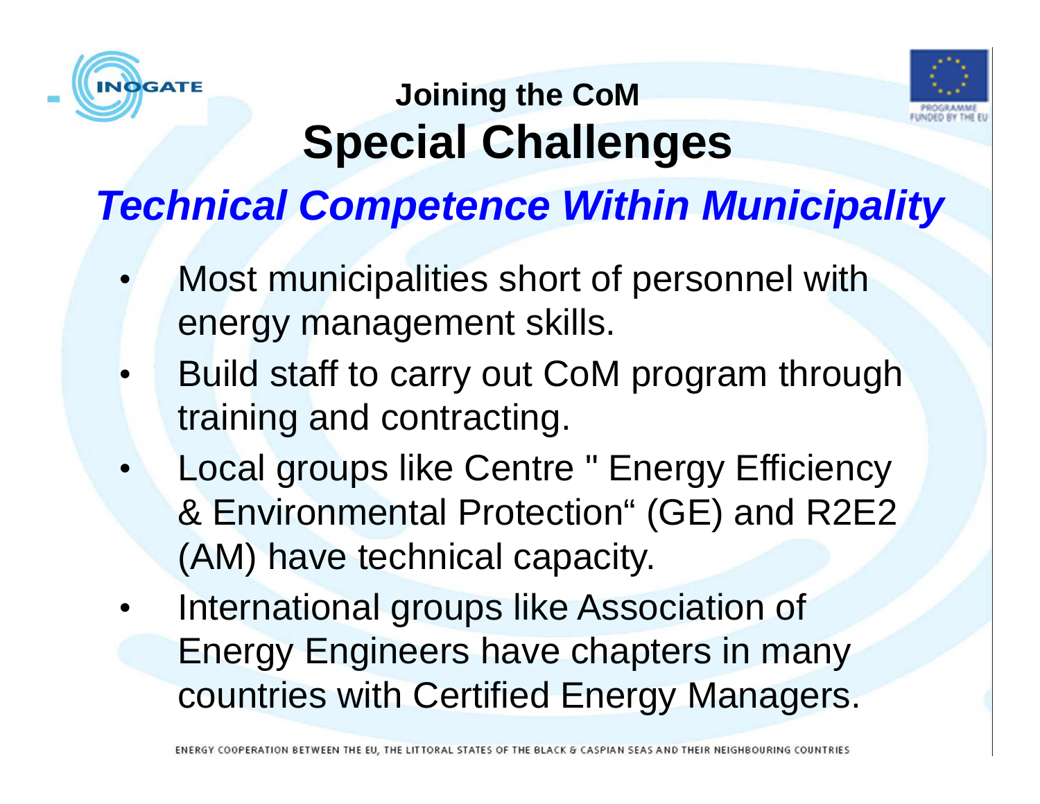# Joining the CoM
## Special Challenges

### *Technical Competence Within Municipality*

- Most municipalities short of personnel with energy management skills.
- Build staff to carry out CoM program through training and contracting.
- Local groups like Centre " Energy Efficiency & Environmental Protection“ (GE) and R2E2 (AM) have technical capacity.
- International groups like Association of Energy Engineers have chapters in many countries with Certified Energy Managers.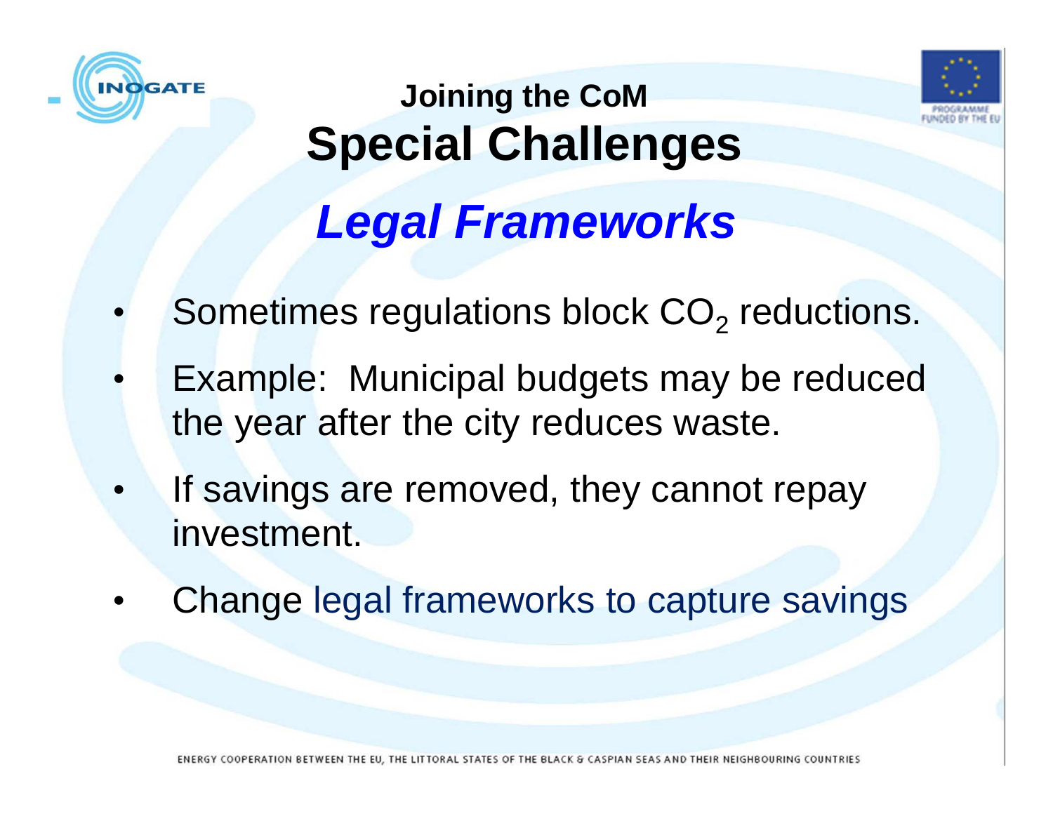## Joining the CoM

# Special Challenges

## *Legal Frameworks*

- Sometimes regulations block $CO_2$ reductions.
- Example: Municipal budgets may be reduced the year after the city reduces waste.
- If savings are removed, they cannot repay investment.
- Change legal frameworks to capture savings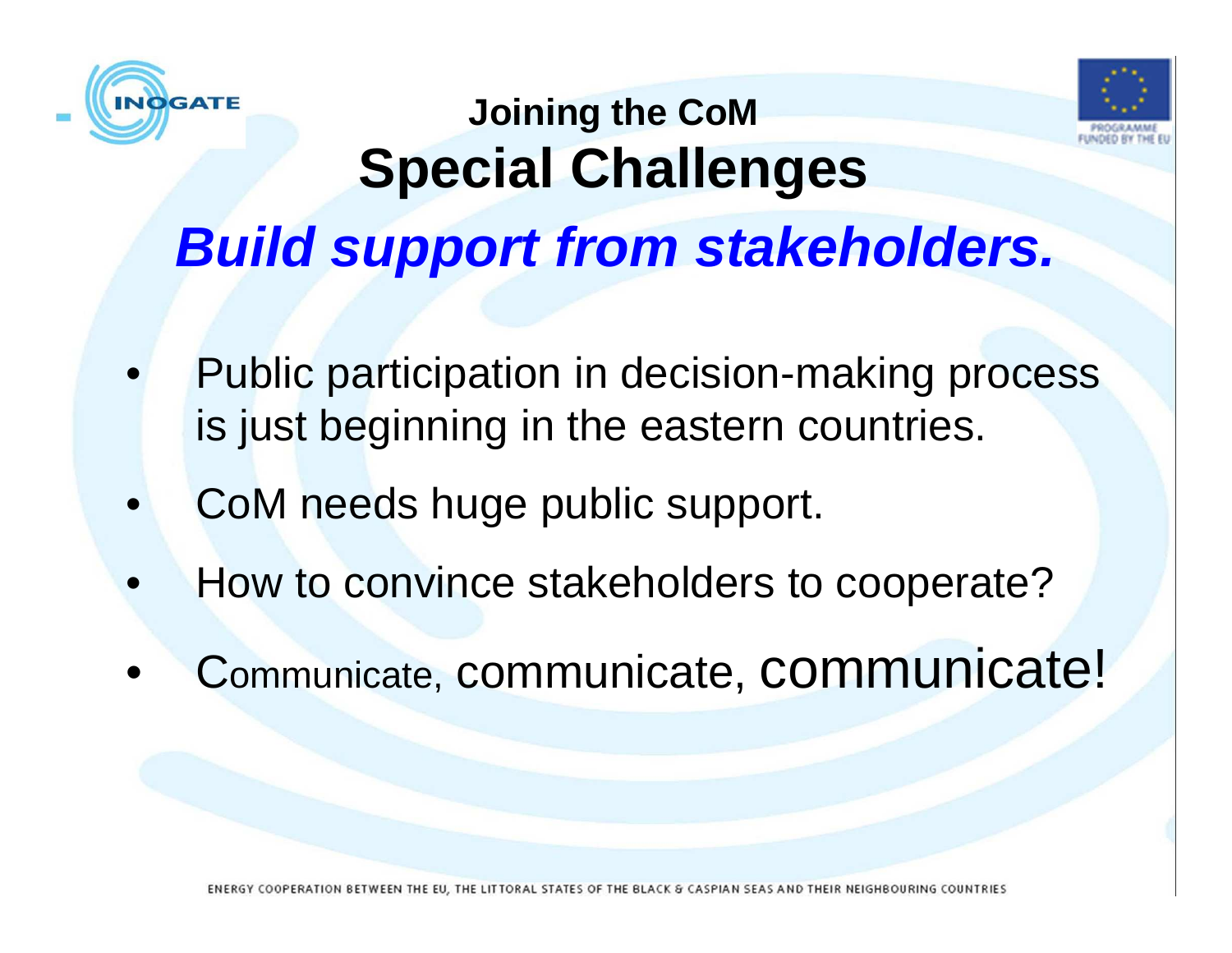## Joining the CoM

# Special Challenges

***Build support from stakeholders.***

- Public participation in decision-making process is just beginning in the eastern countries.
- CoM needs huge public support.
- How to convince stakeholders to cooperate?
- Communicate, communicate, communicate!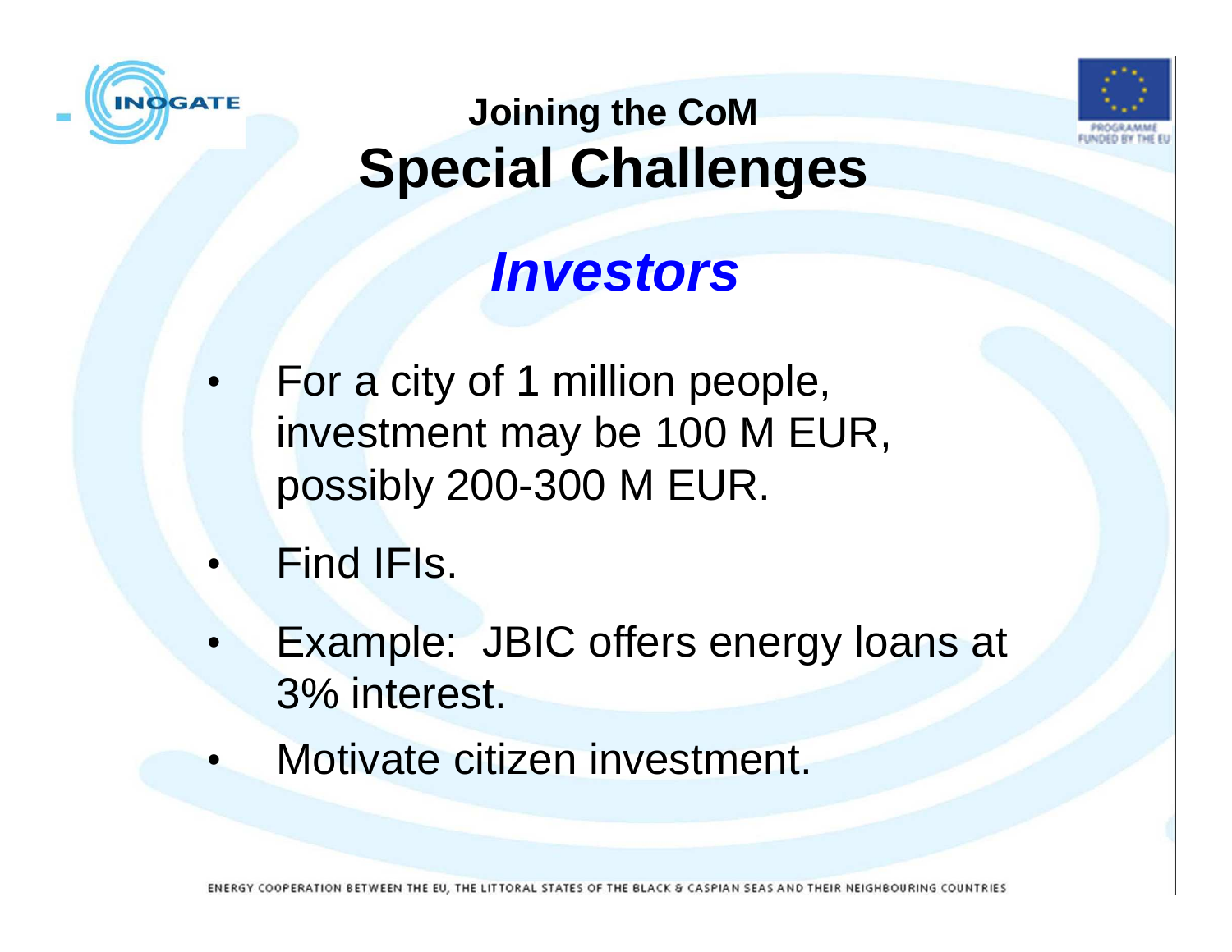## Joining the CoM

# Special Challenges

## *Investors*

- For a city of 1 million people, investment may be 100 M EUR, possibly 200-300 M EUR.
- Find IFIs.
- Example: JBIC offers energy loans at 3% interest.
- Motivate citizen investment.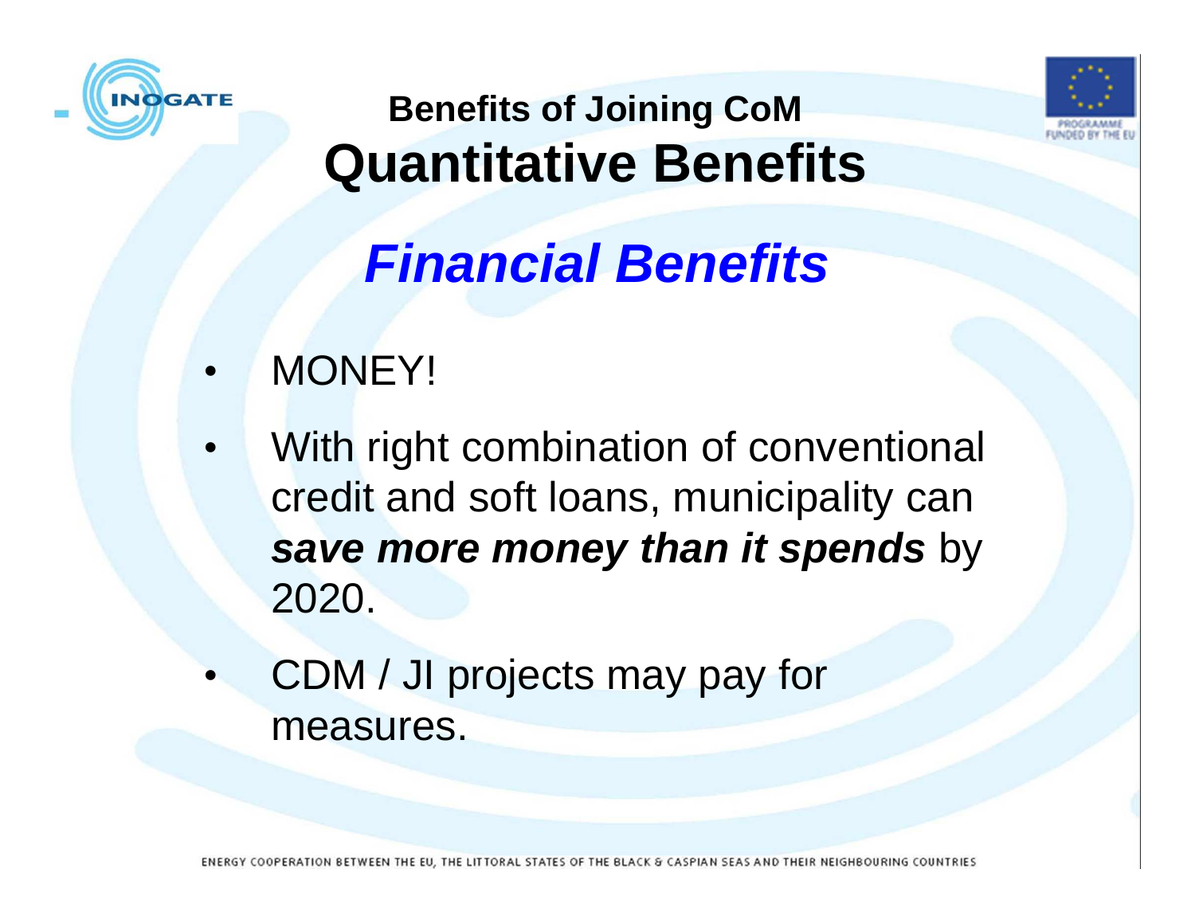## Benefits of Joining CoM

# Quantitative Benefits

## *Financial Benefits*

- MONEY!
- With right combination of conventional credit and soft loans, municipality can ***save more money than it spends*** by 2020.
- CDM / JI projects may pay for measures.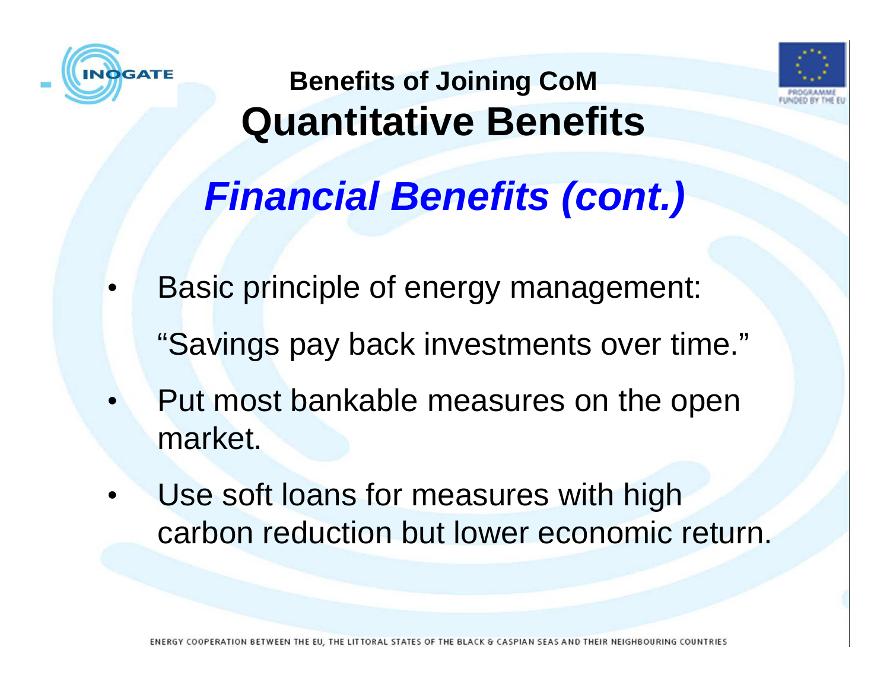## Benefits of Joining CoM

# Quantitative Benefits

## *Financial Benefits (cont.)*

- Basic principle of energy management:

  “Savings pay back investments over time.”
- Put most bankable measures on the open market.
- Use soft loans for measures with high carbon reduction but lower economic return.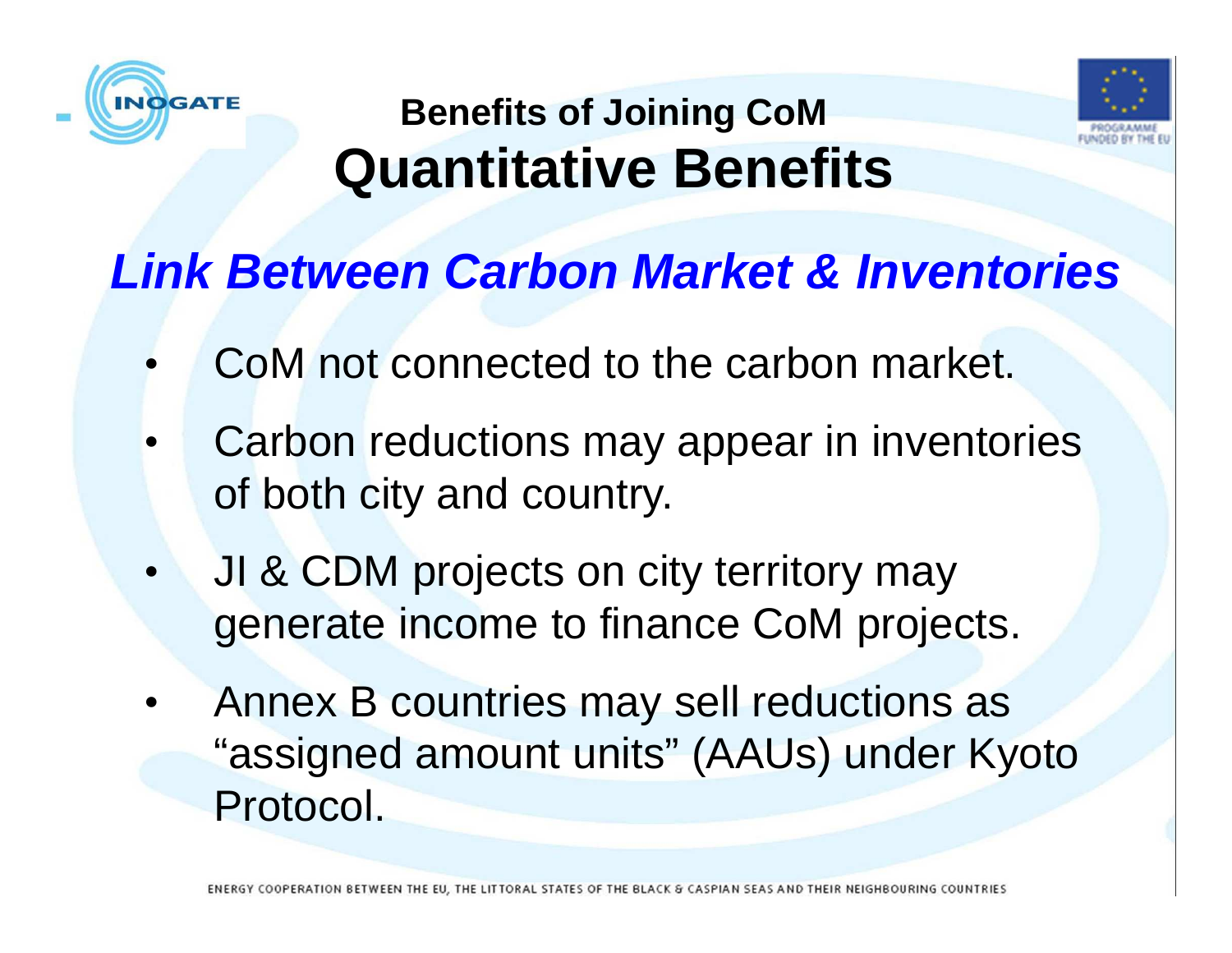## Benefits of Joining CoM

# Quantitative Benefits

### *Link Between Carbon Market & Inventories*

- CoM not connected to the carbon market.
- Carbon reductions may appear in inventories of both city and country.
- JI & CDM projects on city territory may generate income to finance CoM projects.
- Annex B countries may sell reductions as "assigned amount units" (AAUs) under Kyoto Protocol.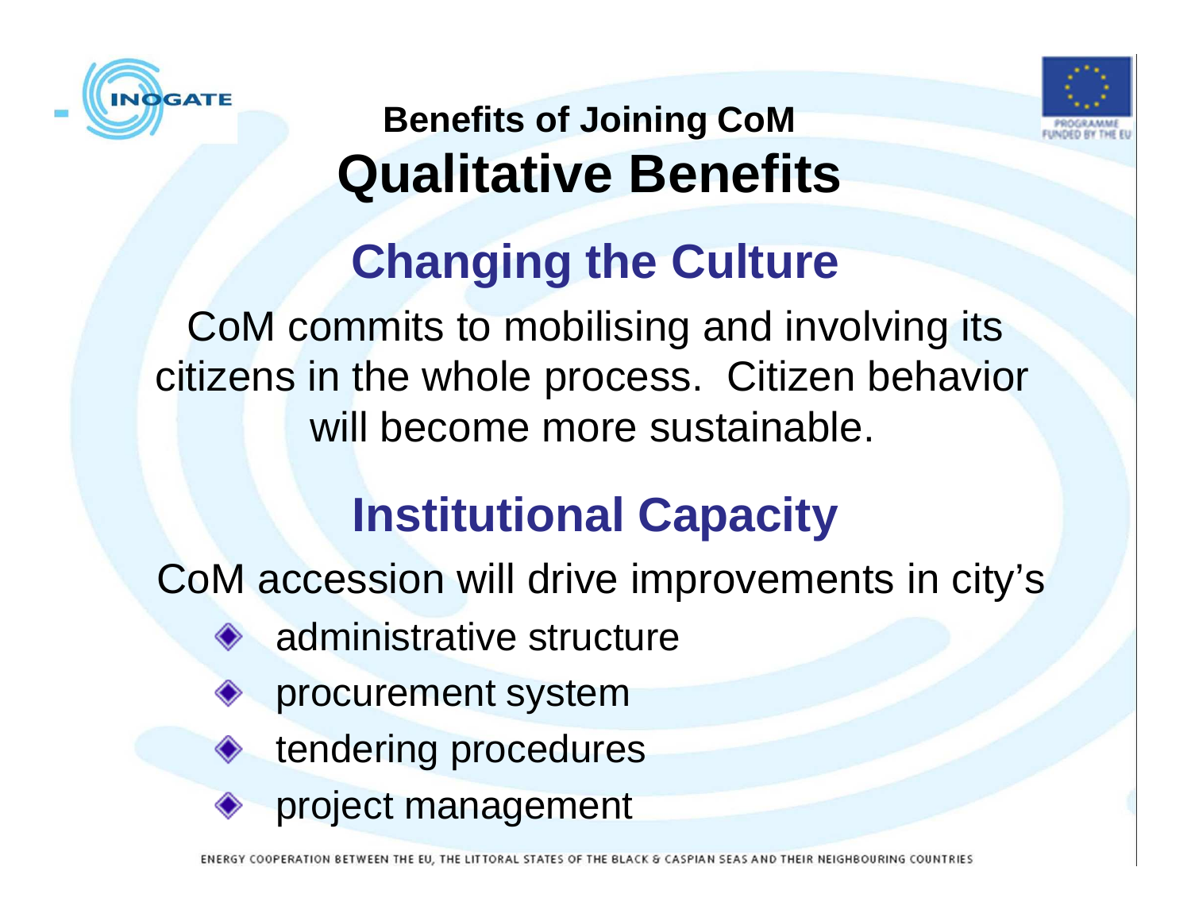## Benefits of Joining CoM

# Qualitative Benefits

## Changing the Culture

CoM commits to mobilising and involving its citizens in the whole process. Citizen behavior will become more sustainable.

## Institutional Capacity

CoM accession will drive improvements in city's

- administrative structure
- procurement system
- tendering procedures
- project management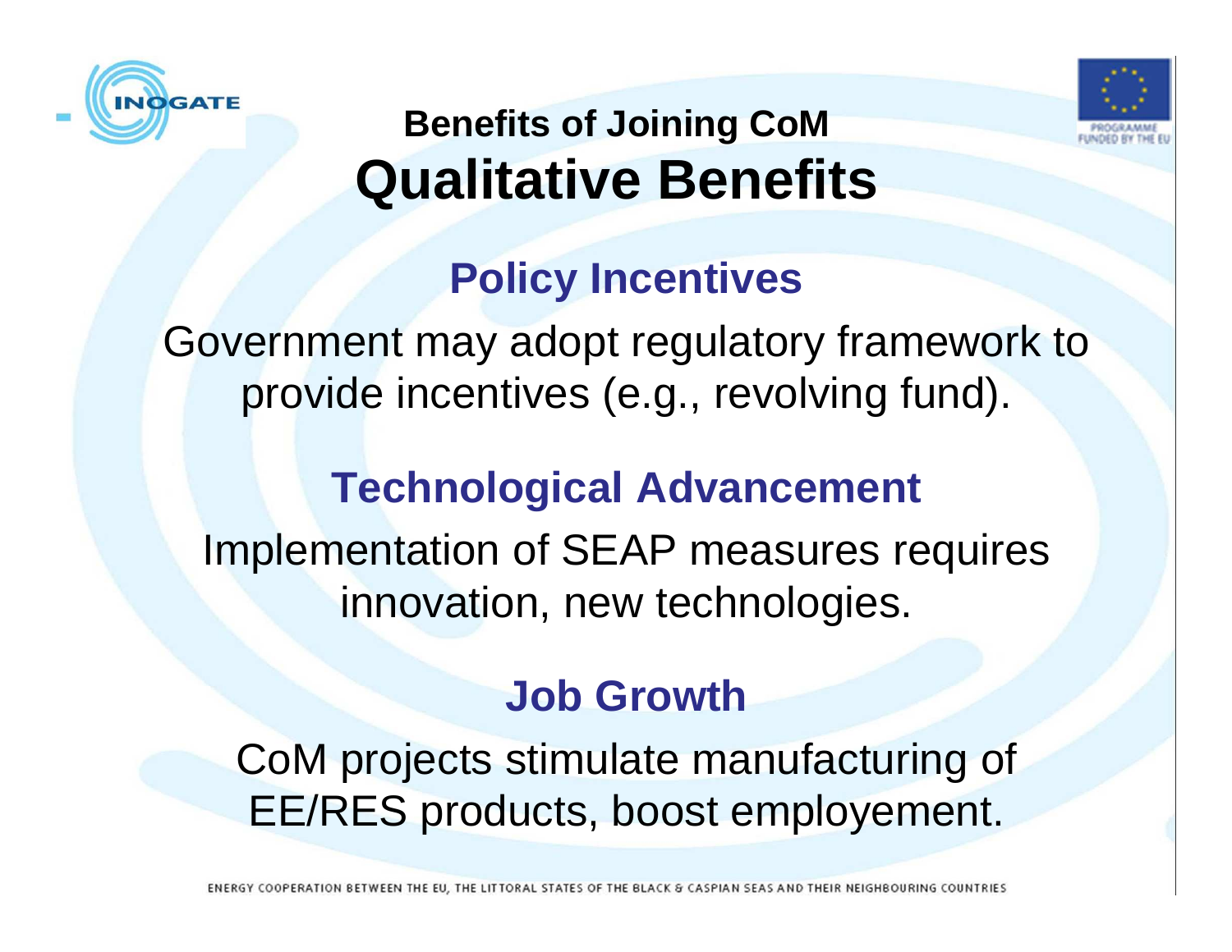## Benefits of Joining CoM

# Qualitative Benefits

### Policy Incentives

Government may adopt regulatory framework to provide incentives (e.g., revolving fund).

### Technological Advancement

Implementation of SEAP measures requires innovation, new technologies.

### Job Growth

CoM projects stimulate manufacturing of EE/RES products, boost employement.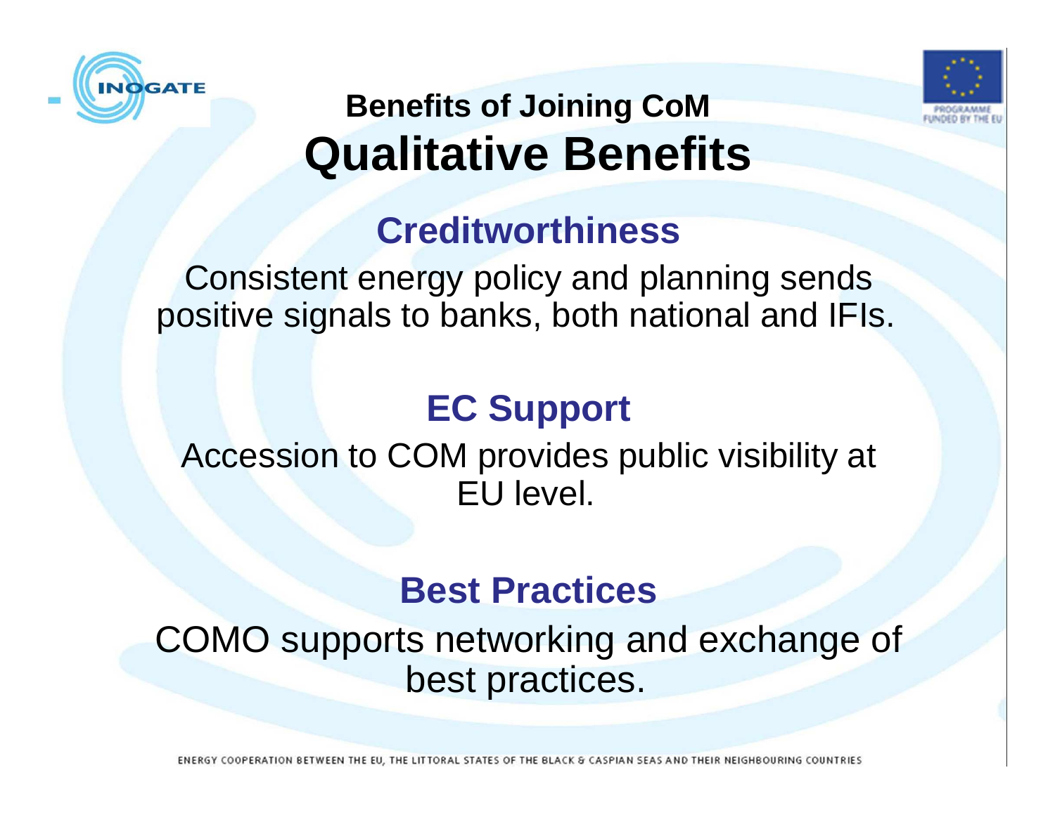## Benefits of Joining CoM

# Qualitative Benefits

### Creditworthiness

Consistent energy policy and planning sends positive signals to banks, both national and IFIs.

### EC Support

Accession to COM provides public visibility at EU level.

### Best Practices

COMO supports networking and exchange of best practices.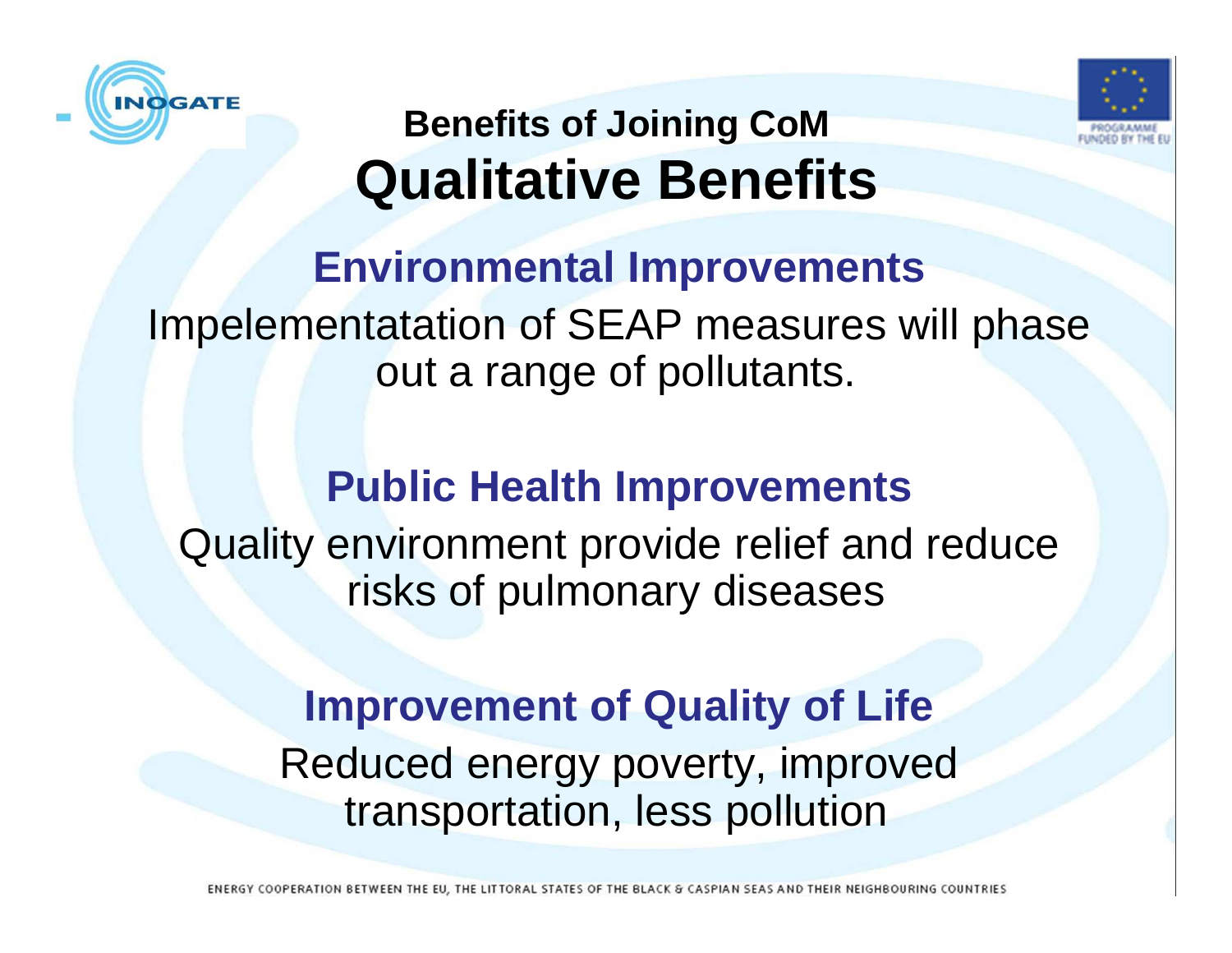## Benefits of Joining CoM

# Qualitative Benefits

### Environmental Improvements

Impelementatation of SEAP measures will phase out a range of pollutants.

### Public Health Improvements

Quality environment provide relief and reduce risks of pulmonary diseases

### Improvement of Quality of Life

Reduced energy poverty, improved transportation, less pollution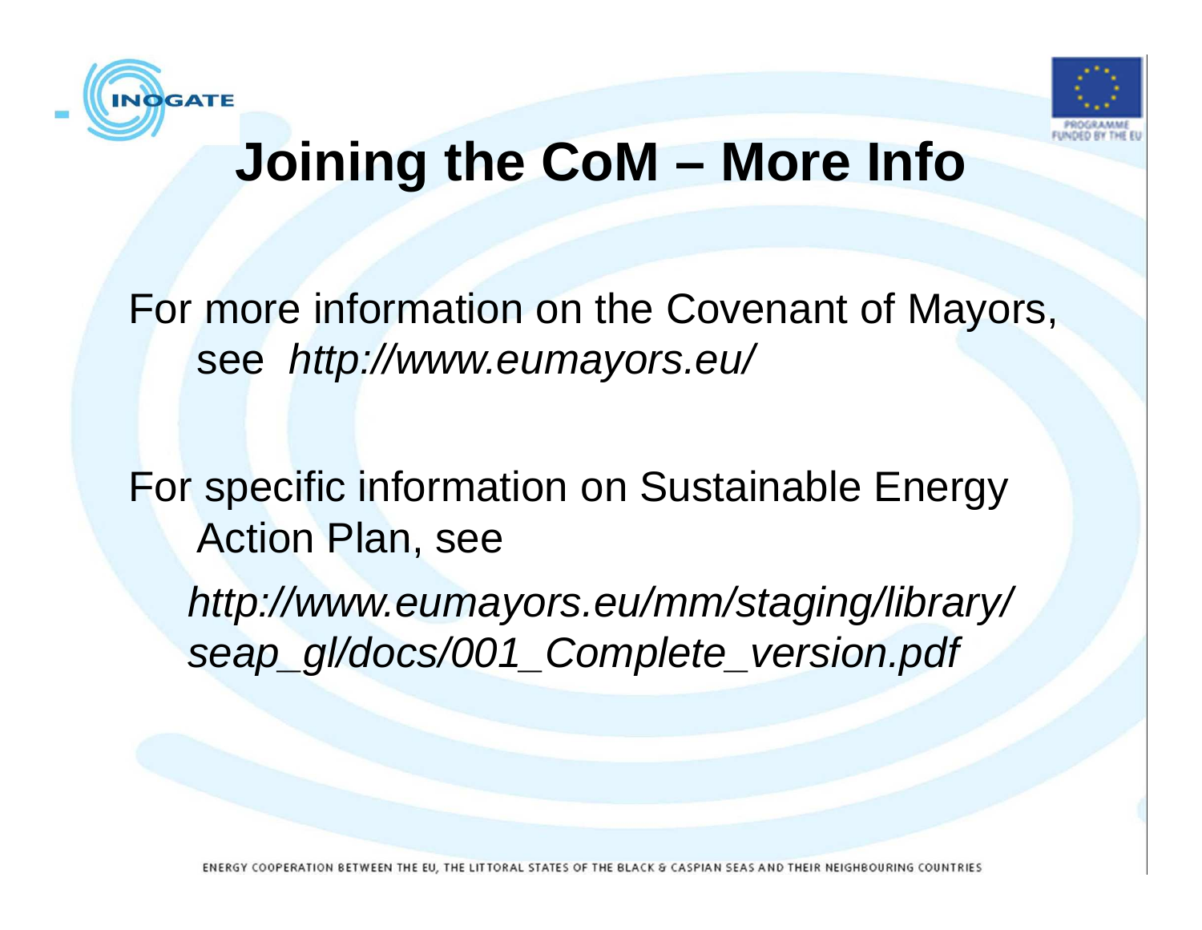# Joining the CoM – More Info

For more information on the Covenant of Mayors, see *http://www.eumayors.eu/*

For specific information on Sustainable Energy Action Plan, see

*http://www.eumayors.eu/mm/staging/library/seap_gl/docs/001_Complete_version.pdf*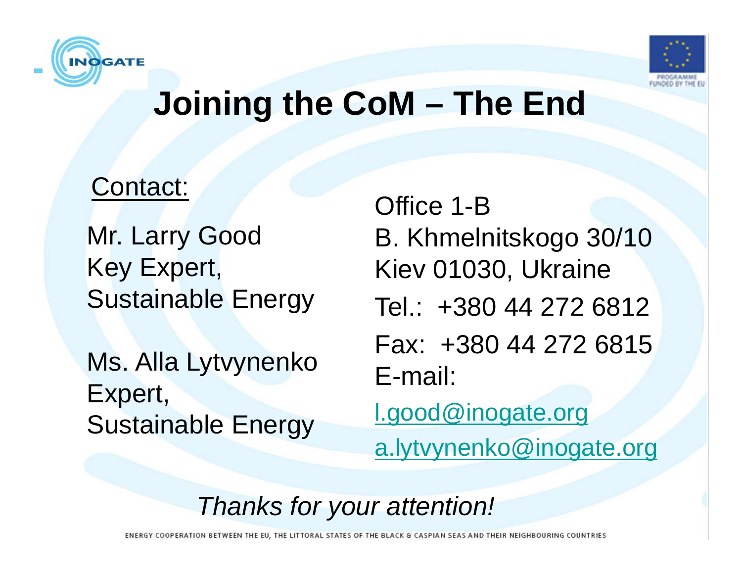# Joining the CoM – The End

Contact:

Mr. Larry Good
Key Expert,
Sustainable Energy

Ms. Alla Lytvynenko
Expert,
Sustainable Energy

Office 1-B
B. Khmelnitskogo 30/10
Kiev 01030, Ukraine

Tel.: +380 44 272 6812

Fax: +380 44 272 6815

E-mail:

l.good@inogate.org

a.lytvynenko@inogate.org

*Thanks for your attention!*

ENERGY COOPERATION BETWEEN THE EU, THE LITTORAL STATES OF THE BLACK & CASPIAN SEAS AND THEIR NEIGHBOURING COUNTRIES